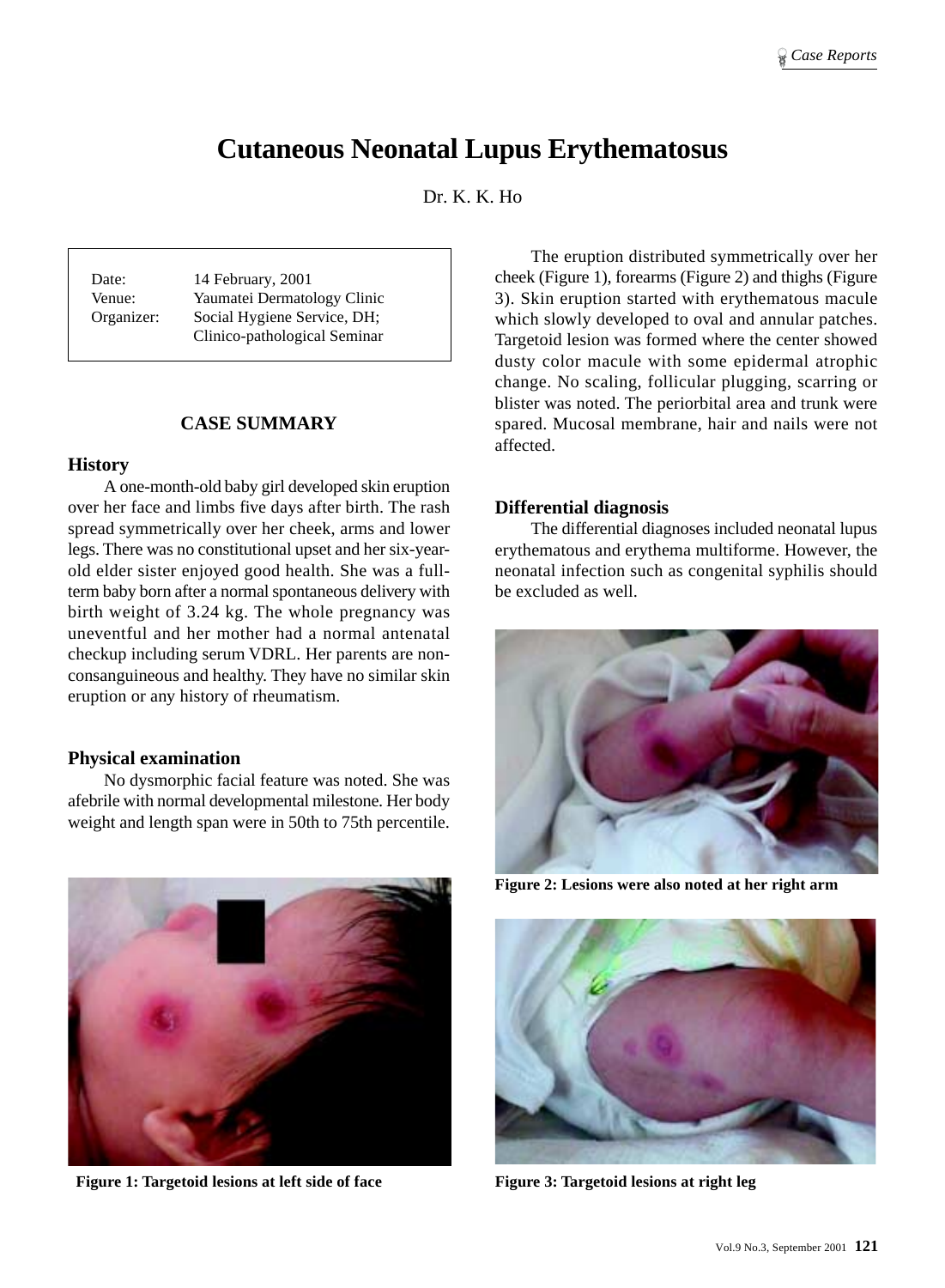# Cutaneous Neonatal Lupus Erythematosus

Dr. K. K. Ho

Date: 14 February, 2001
Venue: Yaumatei Dermatology Clinic
Organizer: Social Hygiene Service, DH; Clinico-pathological Seminar

## CASE SUMMARY

### History

A one-month-old baby girl developed skin eruption over her face and limbs five days after birth. The rash spread symmetrically over her cheek, arms and lower legs. There was no constitutional upset and her six-year-old elder sister enjoyed good health. She was a full-term baby born after a normal spontaneous delivery with birth weight of 3.24 kg. The whole pregnancy was uneventful and her mother had a normal antenatal checkup including serum VDRL. Her parents are non-consanguineous and healthy. They have no similar skin eruption or any history of rheumatism.

### Physical examination

No dysmorphic facial feature was noted. She was afebrile with normal developmental milestone. Her body weight and length span were in 50th to 75th percentile.

The eruption distributed symmetrically over her cheek (Figure 1), forearms (Figure 2) and thighs (Figure 3). Skin eruption started with erythematous macule which slowly developed to oval and annular patches. Targetoid lesion was formed where the center showed dusty color macule with some epidermal atrophic change. No scaling, follicular plugging, scarring or blister was noted. The periorbital area and trunk were spared. Mucosal membrane, hair and nails were not affected.

### Differential diagnosis

The differential diagnoses included neonatal lupus erythematous and erythema multiforme. However, the neonatal infection such as congenital syphilis should be excluded as well.

**Figure 1: Targetoid lesions at left side of face**

**Figure 2: Lesions were also noted at her right arm**

**Figure 3: Targetoid lesions at right leg**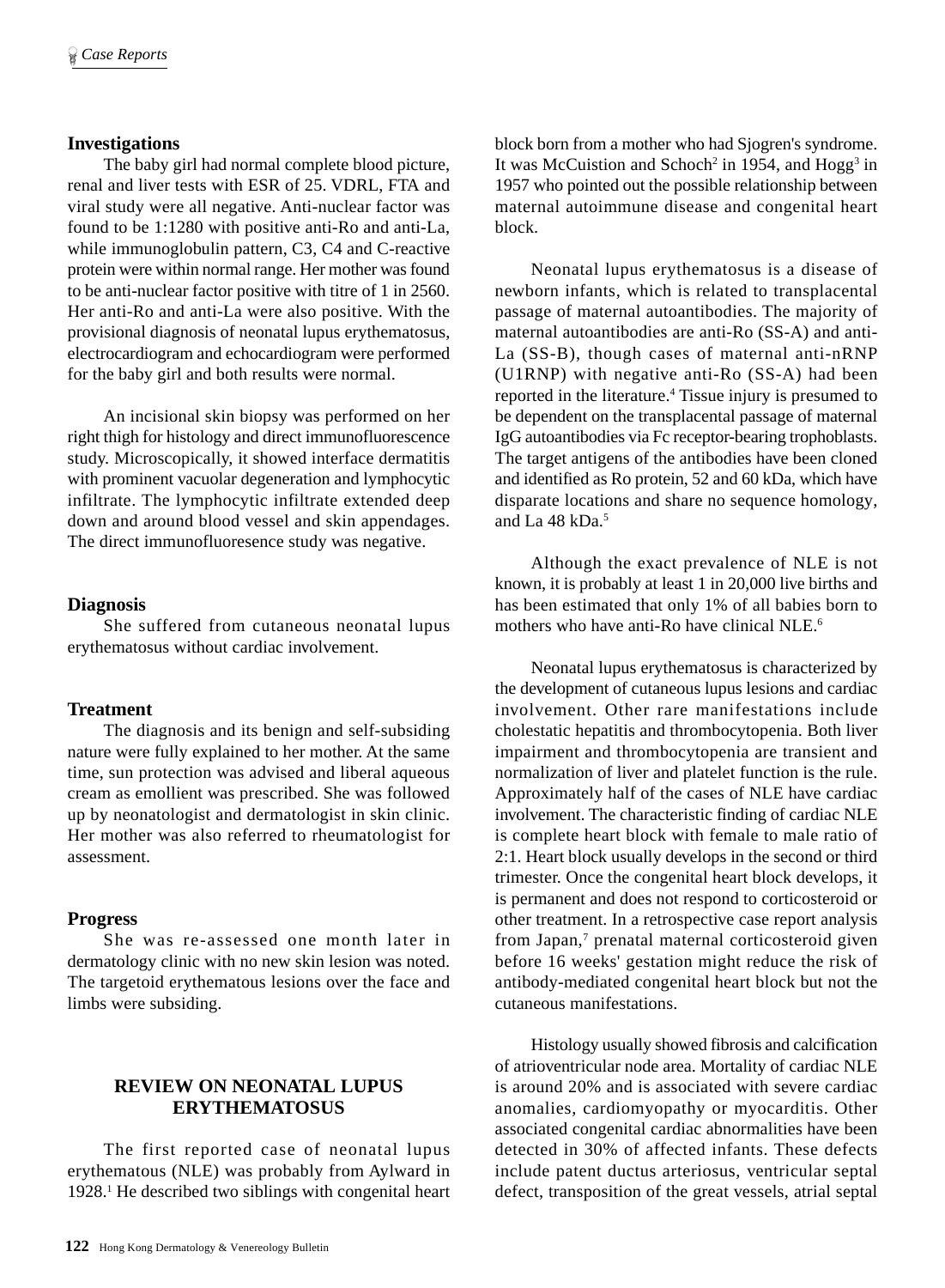### Investigations

The baby girl had normal complete blood picture, renal and liver tests with ESR of 25. VDRL, FTA and viral study were all negative. Anti-nuclear factor was found to be 1:1280 with positive anti-Ro and anti-La, while immunoglobulin pattern, C3, C4 and C-reactive protein were within normal range. Her mother was found to be anti-nuclear factor positive with titre of 1 in 2560. Her anti-Ro and anti-La were also positive. With the provisional diagnosis of neonatal lupus erythematosus, electrocardiogram and echocardiogram were performed for the baby girl and both results were normal.

An incisional skin biopsy was performed on her right thigh for histology and direct immunofluorescence study. Microscopically, it showed interface dermatitis with prominent vacuolar degeneration and lymphocytic infiltrate. The lymphocytic infiltrate extended deep down and around blood vessel and skin appendages. The direct immunofluoresence study was negative.

### Diagnosis

She suffered from cutaneous neonatal lupus erythematosus without cardiac involvement.

### Treatment

The diagnosis and its benign and self-subsiding nature were fully explained to her mother. At the same time, sun protection was advised and liberal aqueous cream as emollient was prescribed. She was followed up by neonatologist and dermatologist in skin clinic. Her mother was also referred to rheumatologist for assessment.

### Progress

She was re-assessed one month later in dermatology clinic with no new skin lesion was noted. The targetoid erythematous lesions over the face and limbs were subsiding.

## REVIEW ON NEONATAL LUPUS ERYTHEMATOSUS

The first reported case of neonatal lupus erythematous (NLE) was probably from Aylward in 1928.[1] He described two siblings with congenital heart block born from a mother who had Sjogren's syndrome. It was McCuistion and Schoch[2] in 1954, and Hogg[3] in 1957 who pointed out the possible relationship between maternal autoimmune disease and congenital heart block.

Neonatal lupus erythematosus is a disease of newborn infants, which is related to transplacental passage of maternal autoantibodies. The majority of maternal autoantibodies are anti-Ro (SS-A) and anti-La (SS-B), though cases of maternal anti-nRNP (U1RNP) with negative anti-Ro (SS-A) had been reported in the literature.[4] Tissue injury is presumed to be dependent on the transplacental passage of maternal IgG autoantibodies via Fc receptor-bearing trophoblasts. The target antigens of the antibodies have been cloned and identified as Ro protein, 52 and 60 kDa, which have disparate locations and share no sequence homology, and La 48 kDa.[5]

Although the exact prevalence of NLE is not known, it is probably at least 1 in 20,000 live births and has been estimated that only 1% of all babies born to mothers who have anti-Ro have clinical NLE.[6]

Neonatal lupus erythematosus is characterized by the development of cutaneous lupus lesions and cardiac involvement. Other rare manifestations include cholestatic hepatitis and thrombocytopenia. Both liver impairment and thrombocytopenia are transient and normalization of liver and platelet function is the rule. Approximately half of the cases of NLE have cardiac involvement. The characteristic finding of cardiac NLE is complete heart block with female to male ratio of 2:1. Heart block usually develops in the second or third trimester. Once the congenital heart block develops, it is permanent and does not respond to corticosteroid or other treatment. In a retrospective case report analysis from Japan,[7] prenatal maternal corticosteroid given before 16 weeks' gestation might reduce the risk of antibody-mediated congenital heart block but not the cutaneous manifestations.

Histology usually showed fibrosis and calcification of atrioventricular node area. Mortality of cardiac NLE is around 20% and is associated with severe cardiac anomalies, cardiomyopathy or myocarditis. Other associated congenital cardiac abnormalities have been detected in 30% of affected infants. These defects include patent ductus arteriosus, ventricular septal defect, transposition of the great vessels, atrial septal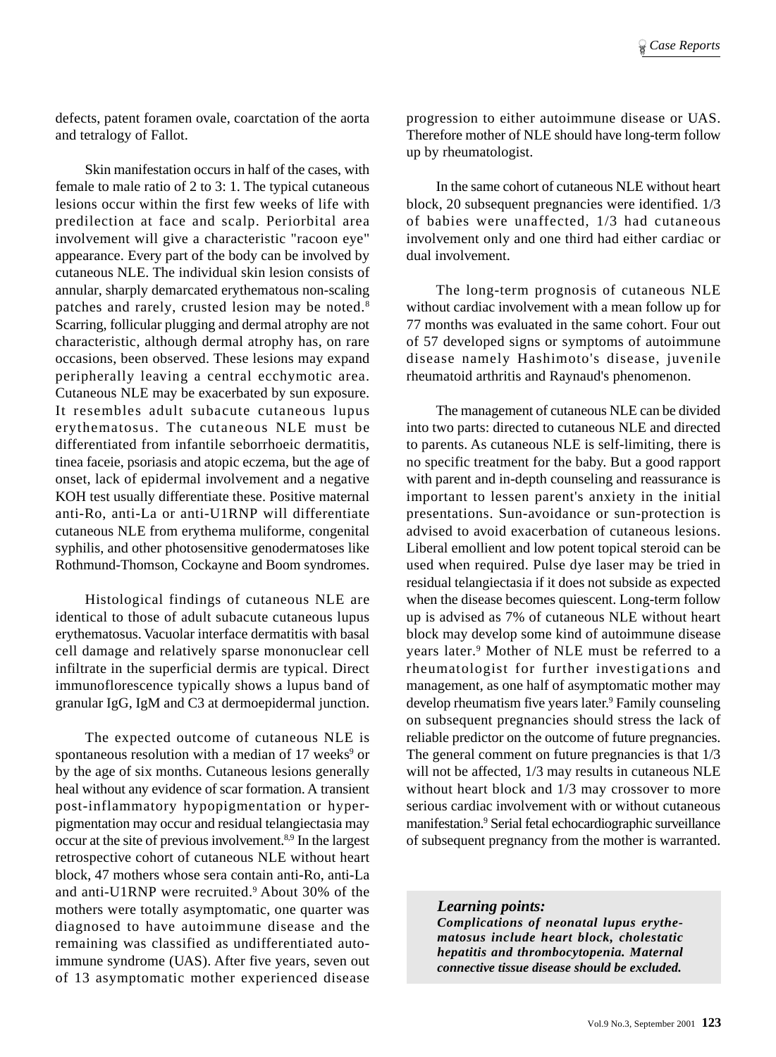defects, patent foramen ovale, coarctation of the aorta and tetralogy of Fallot.

Skin manifestation occurs in half of the cases, with female to male ratio of 2 to 3: 1. The typical cutaneous lesions occur within the first few weeks of life with predilection at face and scalp. Periorbital area involvement will give a characteristic "racoon eye" appearance. Every part of the body can be involved by cutaneous NLE. The individual skin lesion consists of annular, sharply demarcated erythematous non-scaling patches and rarely, crusted lesion may be noted.[8] Scarring, follicular plugging and dermal atrophy are not characteristic, although dermal atrophy has, on rare occasions, been observed. These lesions may expand peripherally leaving a central ecchymotic area. Cutaneous NLE may be exacerbated by sun exposure. It resembles adult subacute cutaneous lupus erythematosus. The cutaneous NLE must be differentiated from infantile seborrhoeic dermatitis, tinea faceie, psoriasis and atopic eczema, but the age of onset, lack of epidermal involvement and a negative KOH test usually differentiate these. Positive maternal anti-Ro, anti-La or anti-U1RNP will differentiate cutaneous NLE from erythema muliforme, congenital syphilis, and other photosensitive genodermatoses like Rothmund-Thomson, Cockayne and Boom syndromes.

Histological findings of cutaneous NLE are identical to those of adult subacute cutaneous lupus erythematosus. Vacuolar interface dermatitis with basal cell damage and relatively sparse mononuclear cell infiltrate in the superficial dermis are typical. Direct immunoflorescence typically shows a lupus band of granular IgG, IgM and C3 at dermoepidermal junction.

The expected outcome of cutaneous NLE is spontaneous resolution with a median of 17 weeks[9] or by the age of six months. Cutaneous lesions generally heal without any evidence of scar formation. A transient post-inflammatory hypopigmentation or hyper-pigmentation may occur and residual telangiectasia may occur at the site of previous involvement.[8,9] In the largest retrospective cohort of cutaneous NLE without heart block, 47 mothers whose sera contain anti-Ro, anti-La and anti-U1RNP were recruited.[9] About 30% of the mothers were totally asymptomatic, one quarter was diagnosed to have autoimmune disease and the remaining was classified as undifferentiated auto-immune syndrome (UAS). After five years, seven out of 13 asymptomatic mother experienced disease progression to either autoimmune disease or UAS. Therefore mother of NLE should have long-term follow up by rheumatologist.

In the same cohort of cutaneous NLE without heart block, 20 subsequent pregnancies were identified. 1/3 of babies were unaffected, 1/3 had cutaneous involvement only and one third had either cardiac or dual involvement.

The long-term prognosis of cutaneous NLE without cardiac involvement with a mean follow up for 77 months was evaluated in the same cohort. Four out of 57 developed signs or symptoms of autoimmune disease namely Hashimoto's disease, juvenile rheumatoid arthritis and Raynaud's phenomenon.

The management of cutaneous NLE can be divided into two parts: directed to cutaneous NLE and directed to parents. As cutaneous NLE is self-limiting, there is no specific treatment for the baby. But a good rapport with parent and in-depth counseling and reassurance is important to lessen parent's anxiety in the initial presentations. Sun-avoidance or sun-protection is advised to avoid exacerbation of cutaneous lesions. Liberal emollient and low potent topical steroid can be used when required. Pulse dye laser may be tried in residual telangiectasia if it does not subside as expected when the disease becomes quiescent. Long-term follow up is advised as 7% of cutaneous NLE without heart block may develop some kind of autoimmune disease years later.[9] Mother of NLE must be referred to a rheumatologist for further investigations and management, as one half of asymptomatic mother may develop rheumatism five years later.[9] Family counseling on subsequent pregnancies should stress the lack of reliable predictor on the outcome of future pregnancies. The general comment on future pregnancies is that 1/3 will not be affected, 1/3 may results in cutaneous NLE without heart block and 1/3 may crossover to more serious cardiac involvement with or without cutaneous manifestation.[9] Serial fetal echocardiographic surveillance of subsequent pregnancy from the mother is warranted.

> ***Learning points:***
> ***Complications of neonatal lupus erythematosus include heart block, cholestatic hepatitis and thrombocytopenia. Maternal connective tissue disease should be excluded.***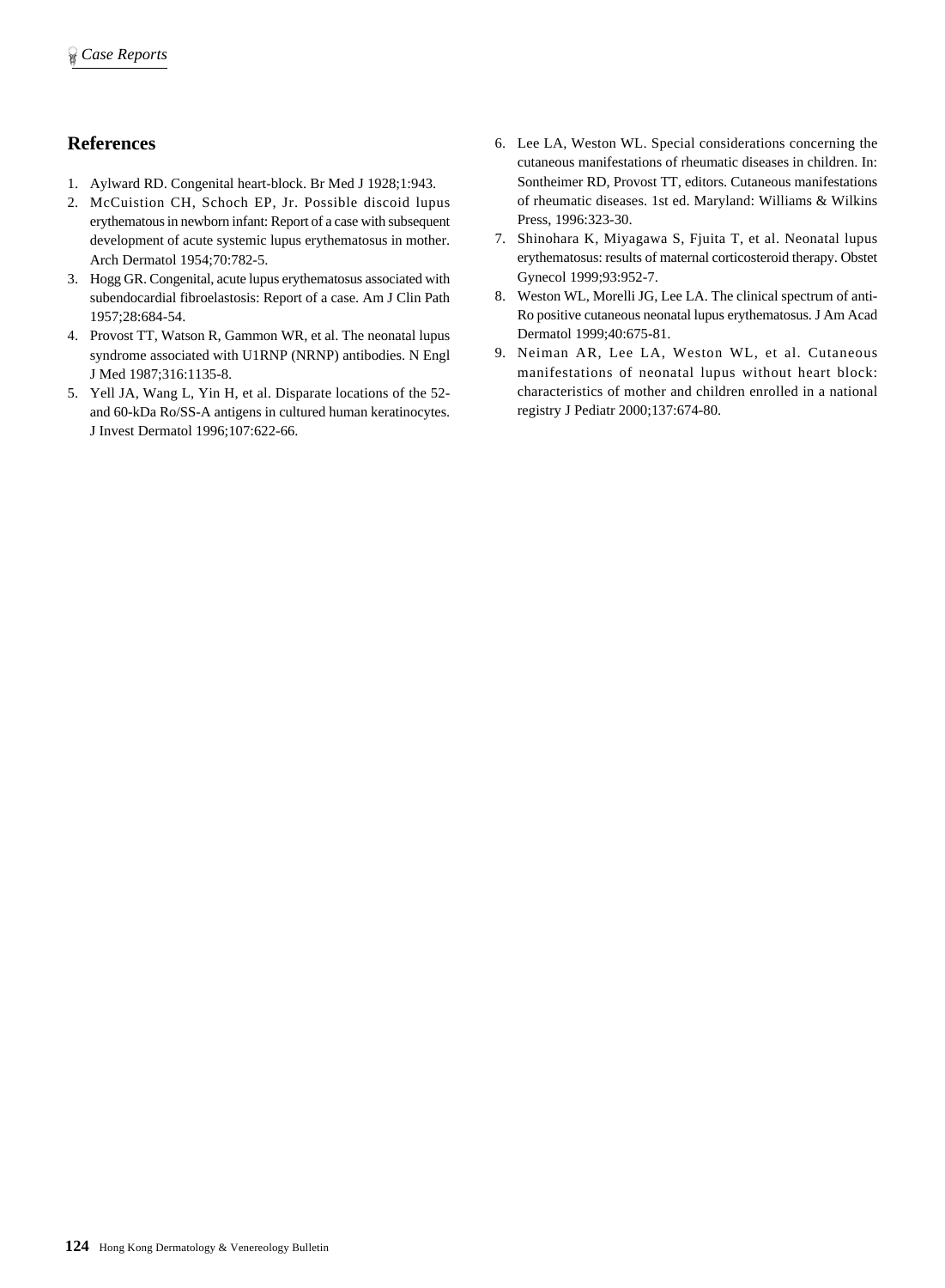## References

1. Aylward RD. Congenital heart-block. Br Med J 1928;1:943.
2. McCuistion CH, Schoch EP, Jr. Possible discoid lupus erythematous in newborn infant: Report of a case with subsequent development of acute systemic lupus erythematosus in mother. Arch Dermatol 1954;70:782-5.
3. Hogg GR. Congenital, acute lupus erythematosus associated with subendocardial fibroelastosis: Report of a case. Am J Clin Path 1957;28:684-54.
4. Provost TT, Watson R, Gammon WR, et al. The neonatal lupus syndrome associated with U1RNP (NRNP) antibodies. N Engl J Med 1987;316:1135-8.
5. Yell JA, Wang L, Yin H, et al. Disparate locations of the 52- and 60-kDa Ro/SS-A antigens in cultured human keratinocytes. J Invest Dermatol 1996;107:622-66.
6. Lee LA, Weston WL. Special considerations concerning the cutaneous manifestations of rheumatic diseases in children. In: Sontheimer RD, Provost TT, editors. Cutaneous manifestations of rheumatic diseases. 1st ed. Maryland: Williams & Wilkins Press, 1996:323-30.
7. Shinohara K, Miyagawa S, Fjuita T, et al. Neonatal lupus erythematosus: results of maternal corticosteroid therapy. Obstet Gynecol 1999;93:952-7.
8. Weston WL, Morelli JG, Lee LA. The clinical spectrum of anti-Ro positive cutaneous neonatal lupus erythematosus. J Am Acad Dermatol 1999;40:675-81.
9. Neiman AR, Lee LA, Weston WL, et al. Cutaneous manifestations of neonatal lupus without heart block: characteristics of mother and children enrolled in a national registry J Pediatr 2000;137:674-80.